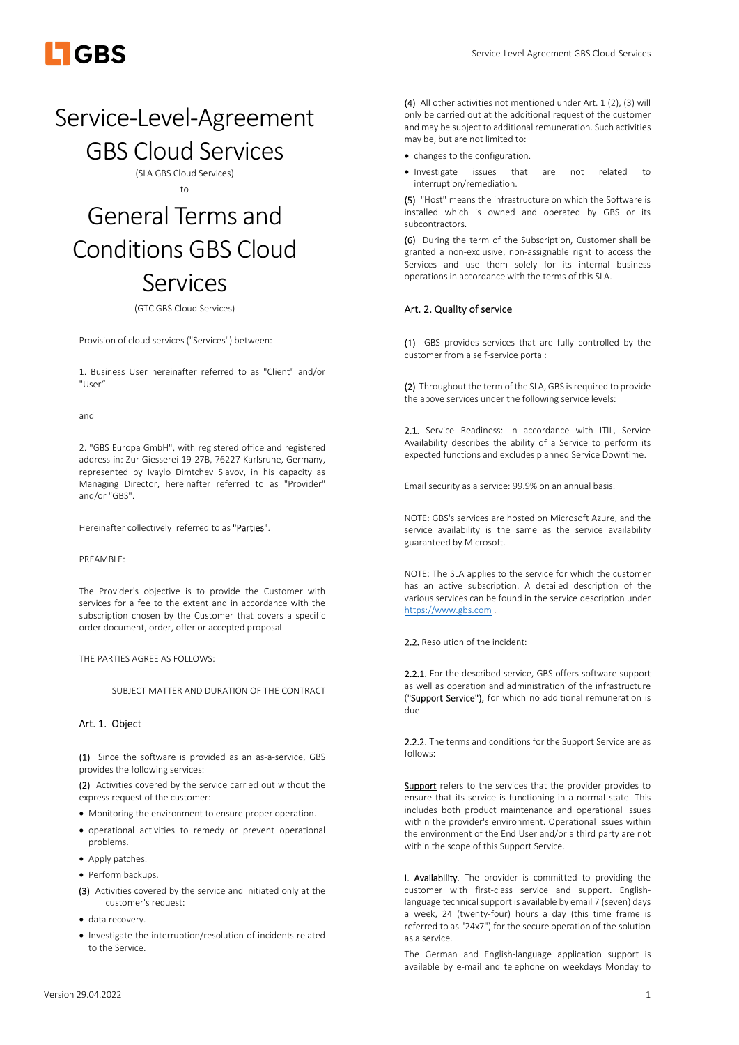# Service-Level-Agreement GBS Cloud Services

(SLA GBS Cloud Services)

to

# General Terms and Conditions GBS Cloud Services

(GTC GBS Cloud Services)

Provision of cloud services ("Services") between:

1. Business User hereinafter referred to as "Client" and/or "User"

and

2. "GBS Europa GmbH", with registered office and registered address in: Zur Giesserei 19-27B, 76227 Karlsruhe, Germany, represented by Ivaylo Dimtchev Slavov, in his capacity as Managing Director, hereinafter referred to as "Provider" and/or "GBS".

Hereinafter collectively referred to as **"Parties"**.

PREAMBLE:

The Provider's objective is to provide the Customer with services for a fee to the extent and in accordance with the subscription chosen by the Customer that covers a specific order document, order, offer or accepted proposal.

THE PARTIES AGREE AS FOLLOWS:

SUBJECT MATTER AND DURATION OF THE CONTRACT

## Art. 1. Object

(1) Since the software is provided as an as-a-service, GBS provides the following services:

(2) Activities covered by the service carried out without the express request of the customer:

- Monitoring the environment to ensure proper operation.
- operational activities to remedy or prevent operational problems.
- Apply patches.
- Perform backups.

(3) Activities covered by the service and initiated only at the customer's request:

- data recovery.
- Investigate the interruption/resolution of incidents related to the Service.

(4) All other activities not mentioned under Art. 1 (2), (3) will only be carried out at the additional request of the customer and may be subject to additional remuneration. Such activities may be, but are not limited to:

- changes to the configuration.
- Investigate issues that are not related to interruption/remediation.

(5) "Host" means the infrastructure on which the Software is installed which is owned and operated by GBS or its subcontractors.

(6) During the term of the Subscription, Customer shall be granted a non-exclusive, non-assignable right to access the Services and use them solely for its internal business operations in accordance with the terms of this SLA.

## Art. 2. Quality of service

(1) GBS provides services that are fully controlled by the customer from a self-service portal:

(2) Throughout the term of the SLA, GBS is required to provide the above services under the following service levels:

2.1. Service Readiness: In accordance with ITIL, Service Availability describes the ability of a Service to perform its expected functions and excludes planned Service Downtime.

Email security as a service: 99.9% on an annual basis.

NOTE: GBS's services are hosted on Microsoft Azure, and the service availability is the same as the service availability guaranteed by Microsoft.

NOTE: The SLA applies to the service for which the customer has an active subscription. A detailed description of the various services can be found in the service description under https://www.gbs.com .

2.2. Resolution of the incident:

2.2.1. For the described service, GBS offers software support as well as operation and administration of the infrastructure ("Support Service"), for which no additional remuneration is due.

2.2.2. The terms and conditions for the Support Service are as follows:

Support refers to the services that the provider provides to ensure that its service is functioning in a normal state. This includes both product maintenance and operational issues within the provider's environment. Operational issues within the environment of the End User and/or a third party are not within the scope of this Support Service.

I. Availability. The provider is committed to providing the customer with first-class service and support. English-language technical support is available by email 7 (seven) days a week, 24 (twenty-four) hours a day (this time frame is referred to as "24x7") for the secure operation of the solution as a service.

The German and English-language application support is available by e-mail and telephone on weekdays Monday to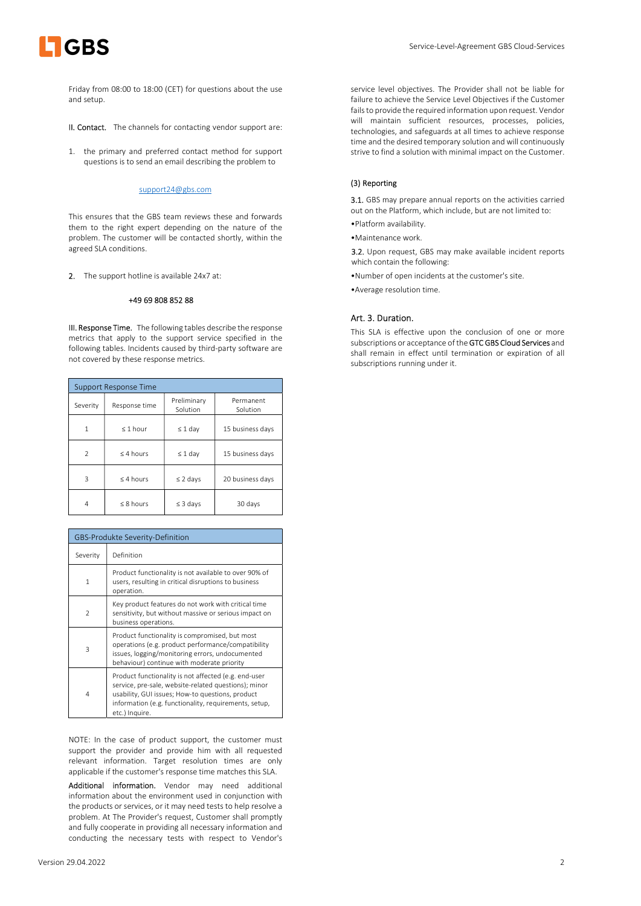Friday from 08:00 to 18:00 (CET) for questions about the use and setup.

II. Contact. The channels for contacting vendor support are:

1. the primary and preferred contact method for support questions is to send an email describing the problem to

   support24@gbs.com

This ensures that the GBS team reviews these and forwards them to the right expert depending on the nature of the problem. The customer will be contacted shortly, within the agreed SLA conditions.

2. The support hotline is available 24x7 at:

   +49 69 808 852 88

III. Response Time. The following tables describe the response metrics that apply to the support service specified in the following tables. Incidents caused by third-party software are not covered by these response metrics.

| Support Response Time | | | |
|---|---|---|---|
| Severity | Response time | Preliminary Solution | Permanent Solution |
| 1 | ≤ 1 hour | ≤ 1 day | 15 business days |
| 2 | ≤ 4 hours | ≤ 1 day | 15 business days |
| 3 | ≤ 4 hours | ≤ 2 days | 20 business days |
| 4 | ≤ 8 hours | ≤ 3 days | 30 days |

| GBS-Produkte Severity-Definition | |
|---|---|
| Severity | Definition |
| 1 | Product functionality is not available to over 90% of users, resulting in critical disruptions to business operation. |
| 2 | Key product features do not work with critical time sensitivity, but without massive or serious impact on business operations. |
| 3 | Product functionality is compromised, but most operations (e.g. product performance/compatibility issues, logging/monitoring errors, undocumented behaviour) continue with moderate priority |
| 4 | Product functionality is not affected (e.g. end-user service, pre-sale, website-related questions); minor usability, GUI issues; How-to questions, product information (e.g. functionality, requirements, setup, etc.) Inquire. |

NOTE: In the case of product support, the customer must support the provider and provide him with all requested relevant information. Target resolution times are only applicable if the customer's response time matches this SLA.

Additional information. Vendor may need additional information about the environment used in conjunction with the products or services, or it may need tests to help resolve a problem. At The Provider's request, Customer shall promptly and fully cooperate in providing all necessary information and conducting the necessary tests with respect to Vendor's service level objectives. The Provider shall not be liable for failure to achieve the Service Level Objectives if the Customer fails to provide the required information upon request. Vendor will maintain sufficient resources, processes, policies, technologies, and safeguards at all times to achieve response time and the desired temporary solution and will continuously strive to find a solution with minimal impact on the Customer.

### (3) Reporting

3.1. GBS may prepare annual reports on the activities carried out on the Platform, which include, but are not limited to:

- Platform availability.
- Maintenance work.

3.2. Upon request, GBS may make available incident reports which contain the following:

- Number of open incidents at the customer's site.
- Average resolution time.

## Art. 3. Duration.

This SLA is effective upon the conclusion of one or more subscriptions or acceptance of the GTC GBS Cloud Services and shall remain in effect until termination or expiration of all subscriptions running under it.